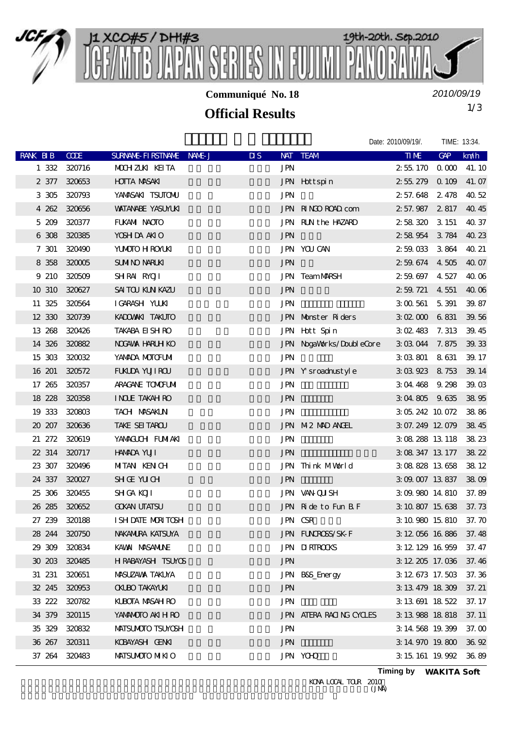# J1 XCO#5 / DHI#3 JCF/MTB JAPAN SERIES IN FUJIMI PANORAMA

19th-20th. Sep.2010

**Communiqué No. 18**

*2010/09/19*

## Official Results

Date: 2010/09/19/. TIME: 13:34.

| RANK | BIB | CODE | SURNAME-FIRSTNAME | NAME-J | DIS | NAT | TEAM | TIME | GAP | km/h |
|---|---|---|---|---|---|---|---|---|---|---|
| 1 | 332 | 320716 | MOCHIZUKI KEITA | | | JPN | | 2:55.170 | 0.000 | 41.10 |
| 2 | 377 | 320653 | HOTTA MASAKI | | | JPN | Hottspin | 2:55.279 | 0.109 | 41.07 |
| 3 | 305 | 320793 | YAMASAKI TSUTOMU | | | JPN | | 2:57.648 | 2.478 | 40.52 |
| 4 | 262 | 320656 | WATANABE YASUYUKI | | | JPN | RINGO ROAD.com | 2:57.987 | 2.817 | 40.45 |
| 5 | 209 | 320377 | FUKAMI NAOTO | | | JPN | RUN the HAZARD | 2:58.320 | 3.151 | 40.37 |
| 6 | 308 | 320385 | YOSHIDA AKIO | | | JPN | | 2:58.954 | 3.784 | 40.23 |
| 7 | 301 | 320490 | YUMOTO HIROYUKI | | | JPN | YOU CAN | 2:59.033 | 3.864 | 40.21 |
| 8 | 358 | 320005 | SUMINO NARUKI | | | JPN | | 2:59.674 | 4.505 | 40.07 |
| 9 | 210 | 320509 | SHIRAI RYOJI | | | JPN | Team MARSH | 2:59.697 | 4.527 | 40.06 |
| 10 | 310 | 320627 | SAITOU KUNIKAZU | | | JPN | | 2:59.721 | 4.551 | 40.06 |
| 11 | 325 | 320564 | IGARASHI YUUKI | | | JPN | | 3:00.561 | 5.391 | 39.87 |
| 12 | 330 | 320739 | KADOWAKI TAKUTO | | | JPN | Monster Riders | 3:02.000 | 6.831 | 39.56 |
| 13 | 268 | 320426 | TAKABA EISHIRO | | | JPN | Hott Spin | 3:02.483 | 7.313 | 39.45 |
| 14 | 326 | 320882 | NOGAWA HARUHIKO | | | JPN | NogaWorks/DoubleCore | 3:03.044 | 7.875 | 39.33 |
| 15 | 303 | 320032 | YAMADA MOTOFUMI | | | JPN | | 3:03.801 | 8.631 | 39.17 |
| 16 | 201 | 320572 | FUKUDA YUJIROU | | | JPN | Y'sroadnustyle | 3:03.923 | 8.753 | 39.14 |
| 17 | 265 | 320357 | ARAGANE TOMOFUMI | | | JPN | | 3:04.468 | 9.298 | 39.03 |
| 18 | 228 | 320358 | INOUE TAKAHIRO | | | JPN | | 3:04.805 | 9.635 | 38.95 |
| 19 | 333 | 320803 | TACHI MASAKUNI | | | JPN | | 3:05.242 | 10.072 | 38.86 |
| 20 | 207 | 320636 | TAKE SEITAROU | | | JPN | MI2 MAD ANGEL | 3:07.249 | 12.079 | 38.45 |
| 21 | 272 | 320619 | YAMAGUCHI FUMIAKI | | | JPN | | 3:08.288 | 13.118 | 38.23 |
| 22 | 314 | 320717 | HAMADA YUJI | | | JPN | | 3:08.347 | 13.177 | 38.22 |
| 23 | 307 | 320496 | MITANI KENICHI | | | JPN | Think M World | 3:08.828 | 13.658 | 38.12 |
| 24 | 337 | 320027 | SHIGE YUICHI | | | JPN | | 3:09.007 | 13.837 | 38.09 |
| 25 | 306 | 320455 | SHIGA KOJI | | | JPN | VAN-QUISH | 3:09.980 | 14.810 | 37.89 |
| 26 | 285 | 320652 | GOKAN UTATSU | | | JPN | Ride to Fun B.F | 3:10.807 | 15.638 | 37.73 |
| 27 | 239 | 320188 | ISHIDATE MORITOSHI | | | JPN | CSR | 3:10.980 | 15.810 | 37.70 |
| 28 | 244 | 320750 | NAKAMURA KATSUYA | | | JPN | FUNCROSS/SK-F | 3:12.056 | 16.886 | 37.48 |
| 29 | 309 | 320834 | KAWAI MASAMUNE | | | JPN | DIRTROCKS | 3:12.129 | 16.959 | 37.47 |
| 30 | 203 | 320485 | HIRABAYASHI TSUYOS | | | JPN | | 3:12.205 | 17.036 | 37.46 |
| 31 | 231 | 320651 | MASUZAWA TAKUYA | | | JPN | B&S_Energy | 3:12.673 | 17.503 | 37.36 |
| 32 | 245 | 320953 | OKUBO TAKAYUKI | | | JPN | | 3:13.479 | 18.309 | 37.21 |
| 33 | 222 | 320782 | KUBOTA MASAHIRO | | | JPN | | 3:13.691 | 18.522 | 37.17 |
| 34 | 379 | 320115 | YAMAMOTO AKIHIRO | | | JPN | ATERA RACING CYCLES | 3:13.988 | 18.818 | 37.11 |
| 35 | 329 | 320832 | MATSUMOTO TSUYOSHI | | | JPN | | 3:14.568 | 19.399 | 37.00 |
| 36 | 267 | 320311 | KOBAYASHI GENKI | | | JPN | | 3:14.970 | 19.800 | 36.92 |
| 37 | 264 | 320483 | MATSUMOTO MIKIO | | | JPN | YOHO | 3:15.161 | 19.992 | 36.89 |

**Timing by WAKITA Soft**

KONA LOCAL TOUR 2010 (JMA)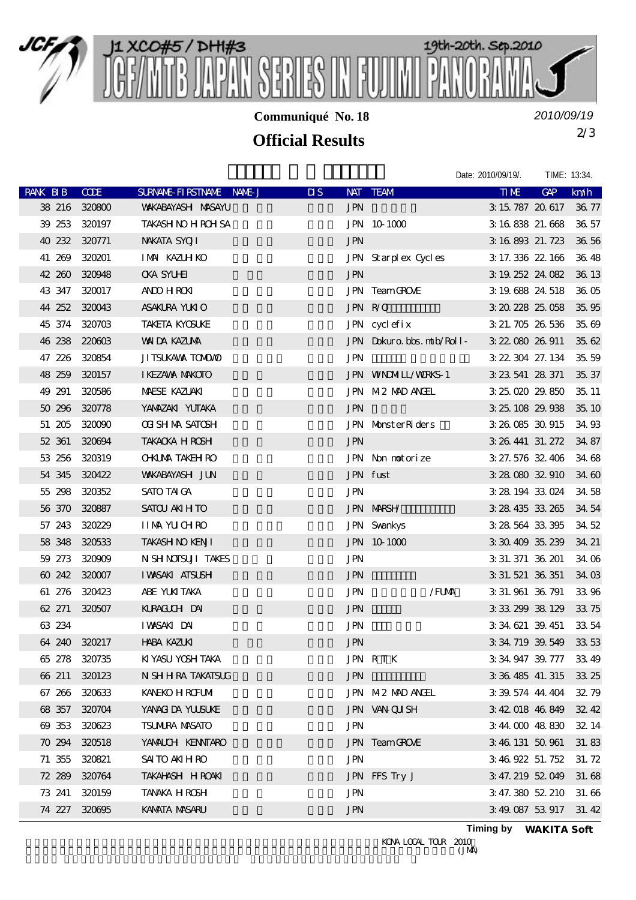J1 XCO#5 / DHI#3 19th-20th. Sep.2010

# JCF/MTB JAPAN SERIES IN FUJIMI PANORAMA

**Communiqué No. 18**

*2010/09/19*

## Official Results

Date: 2010/09/19/. TIME: 13:34.

| RANK | BIB | CODE | SURNAME-FIRSTNAME | NAME-J | DIS | NAT | TEAM | TIME | GAP | km/h |
|---|---|---|---|---|---|---|---|---|---|---|
| 38 | 216 | 320800 | WAKABAYASHI MASAYU | | | JPN | | 3:15.787 | 20.617 | 36.77 |
| 39 | 253 | 320197 | TAKASHINO HIROHISA | | | JPN | 10-1000 | 3:16.838 | 21.668 | 36.57 |
| 40 | 232 | 320771 | NAKATA SYOJI | | | JPN | | 3:16.893 | 21.723 | 36.56 |
| 41 | 269 | 320201 | IMAI KAZUHIKO | | | JPN | Starplex Cycles | 3:17.336 | 22.166 | 36.48 |
| 42 | 260 | 320948 | OKA SYUHEI | | | JPN | | 3:19.252 | 24.082 | 36.13 |
| 43 | 347 | 320017 | ANDO HIROKI | | | JPN | Team GROVE | 3:19.688 | 24.518 | 36.05 |
| 44 | 252 | 320043 | ASAKURA YUKIO | | | JPN | R/O | 3:20.228 | 25.058 | 35.95 |
| 45 | 374 | 320703 | TAKETA KYOSUKE | | | JPN | cyclefix | 3:21.705 | 26.536 | 35.69 |
| 46 | 238 | 220603 | WAIDA KAZUMA | | | JPN | Dokuro.bbs.mtb/Roll- | 3:22.080 | 26.911 | 35.62 |
| 47 | 226 | 320854 | JITSUKAWA TOMOMO | | | JPN | | 3:22.304 | 27.134 | 35.59 |
| 48 | 259 | 320157 | IKEZAWA MAKOTO | | | JPN | WINDMILL/WORKS-1 | 3:23.541 | 28.371 | 35.37 |
| 49 | 291 | 320586 | MAESE KAZUAKI | | | JPN | M2 MAD ANGEL | 3:25.020 | 29.850 | 35.11 |
| 50 | 296 | 320778 | YAMAZAKI YUTAKA | | | JPN | | 3:25.108 | 29.938 | 35.10 |
| 51 | 205 | 320090 | OGISHIMA SATOSHI | | | JPN | MonsterRiders | 3:26.085 | 30.915 | 34.93 |
| 52 | 361 | 320694 | TAKAOKA HIROSHI | | | JPN | | 3:26.441 | 31.272 | 34.87 |
| 53 | 256 | 320319 | OHKUMA TAKEHIRO | | | JPN | Non motorize | 3:27.576 | 32.406 | 34.68 |
| 54 | 345 | 320422 | WAKABAYASHI JUN | | | JPN | fust | 3:28.080 | 32.910 | 34.60 |
| 55 | 298 | 320352 | SATO TAIGA | | | JPN | | 3:28.194 | 33.024 | 34.58 |
| 56 | 370 | 320887 | SATOU AKIHITO | | | JPN | MARSH/ | 3:28.435 | 33.265 | 34.54 |
| 57 | 243 | 320229 | IIMA YUICHIRO | | | JPN | Swankys | 3:28.564 | 33.395 | 34.52 |
| 58 | 348 | 320533 | TAKASHINO KENJI | | | JPN | 10-1000 | 3:30.409 | 35.239 | 34.21 |
| 59 | 273 | 320909 | NISHINOTSUJI TAKES | | | JPN | | 3:31.371 | 36.201 | 34.06 |
| 60 | 242 | 320007 | IWASAKI ATSUSHI | | | JPN | | 3:31.521 | 36.351 | 34.03 |
| 61 | 276 | 320423 | ABE YUKITAKA | | | JPN | /FUMA | 3:31.961 | 36.791 | 33.96 |
| 62 | 271 | 320507 | KURAGUCHI DAI | | | JPN | | 3:33.299 | 38.129 | 33.75 |
| 63 | 234 | | IWASAKI DAI | | | JPN | | 3:34.621 | 39.451 | 33.54 |
| 64 | 240 | 320217 | HABA KAZUKI | | | JPN | | 3:34.719 | 39.549 | 33.53 |
| 65 | 278 | 320735 | KIYASU YOSHITAKA | | | JPN | RTK | 3:34.947 | 39.777 | 33.49 |
| 66 | 211 | 320123 | NISHIHIRA TAKATSUG | | | JPN | | 3:36.485 | 41.315 | 33.25 |
| 67 | 266 | 320633 | KANEKO HIROFUMI | | | JPN | M2 MAD ANGEL | 3:39.574 | 44.404 | 32.79 |
| 68 | 357 | 320704 | YANAGIDA YUUSUKE | | | JPN | VAN-QUISH | 3:42.018 | 46.849 | 32.42 |
| 69 | 353 | 320623 | TSUMURA MASATO | | | JPN | | 3:44.000 | 48.830 | 32.14 |
| 70 | 294 | 320518 | YAMAUCHI KENNTARO | | | JPN | Team GROVE | 3:46.131 | 50.961 | 31.83 |
| 71 | 355 | 320821 | SAITO AKIHIRO | | | JPN | | 3:46.922 | 51.752 | 31.72 |
| 72 | 289 | 320764 | TAKAHASHI HIROAKI | | | JPN | FFS Try J | 3:47.219 | 52.049 | 31.68 |
| 73 | 241 | 320159 | TANAKA HIROSHI | | | JPN | | 3:47.380 | 52.210 | 31.66 |
| 74 | 227 | 320695 | KAMATA MASARU | | | JPN | | 3:49.087 | 53.917 | 31.42 |

Timing by **WAKITA Soft**

KONA LOCAL TOUR 2010 (JMA)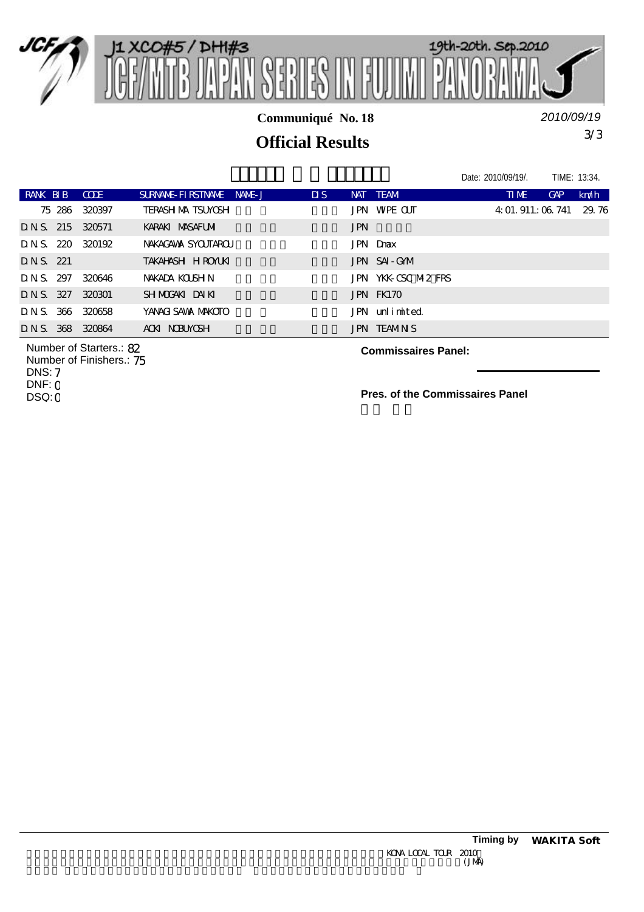J1 XCO#5 / DHI#3

19th-20th. Sep.2010

JCF/MTB JAPAN SERIES IN FUJIMI PANORAMA

**Communiqué No. 18**

*2010/09/19*

## Official Results

Date: 2010/09/19/. TIME: 13:34.

| RANK | BIB | CODE | SURNAME-FIRSTNAME | NAME-J | DIS | NAT | TEAM | TIME | GAP | km/h |
|---|---|---|---|---|---|---|---|---|---|---|
| 75 | 286 | 320397 | TERASHIMA TSUYOSHI | | | JPN | WIPE OUT | 4:01.911. | :06.741 | 29.76 |
| D.N.S. | 215 | 320571 | KARAKI MASAFUMI | | | JPN | | | | |
| D.N.S. | 220 | 320192 | NAKAGAWA SYOUTAROU | | | JPN | Dmax | | | |
| D.N.S. | 221 | | TAKAHASHI HIROYUKI | | | JPN | SAI-GYM | | | |
| D.N.S. | 297 | 320646 | NAKADA KOUSHIN | | | JPN | YKK-CSC M 2 FRS | | | |
| D.N.S. | 327 | 320301 | SHIMOGAKI DAIKI | | | JPN | FK170 | | | |
| D.N.S. | 366 | 320658 | YANAGISAWA MAKOTO | | | JPN | unlimited. | | | |
| D.N.S. | 368 | 320864 | AOKI NOBUYOSHI | | | JPN | TEAM NIS | | | |

Number of Starters.: 82
Number of Finishers.: 75
DNS: 7
DNF: 0
DSQ: 0

**Commissaires Panel:**

**Pres. of the Commissaires Panel**

**Timing by WAKITA Soft**

KONA LOCAL TOUR 2010
(JMA)